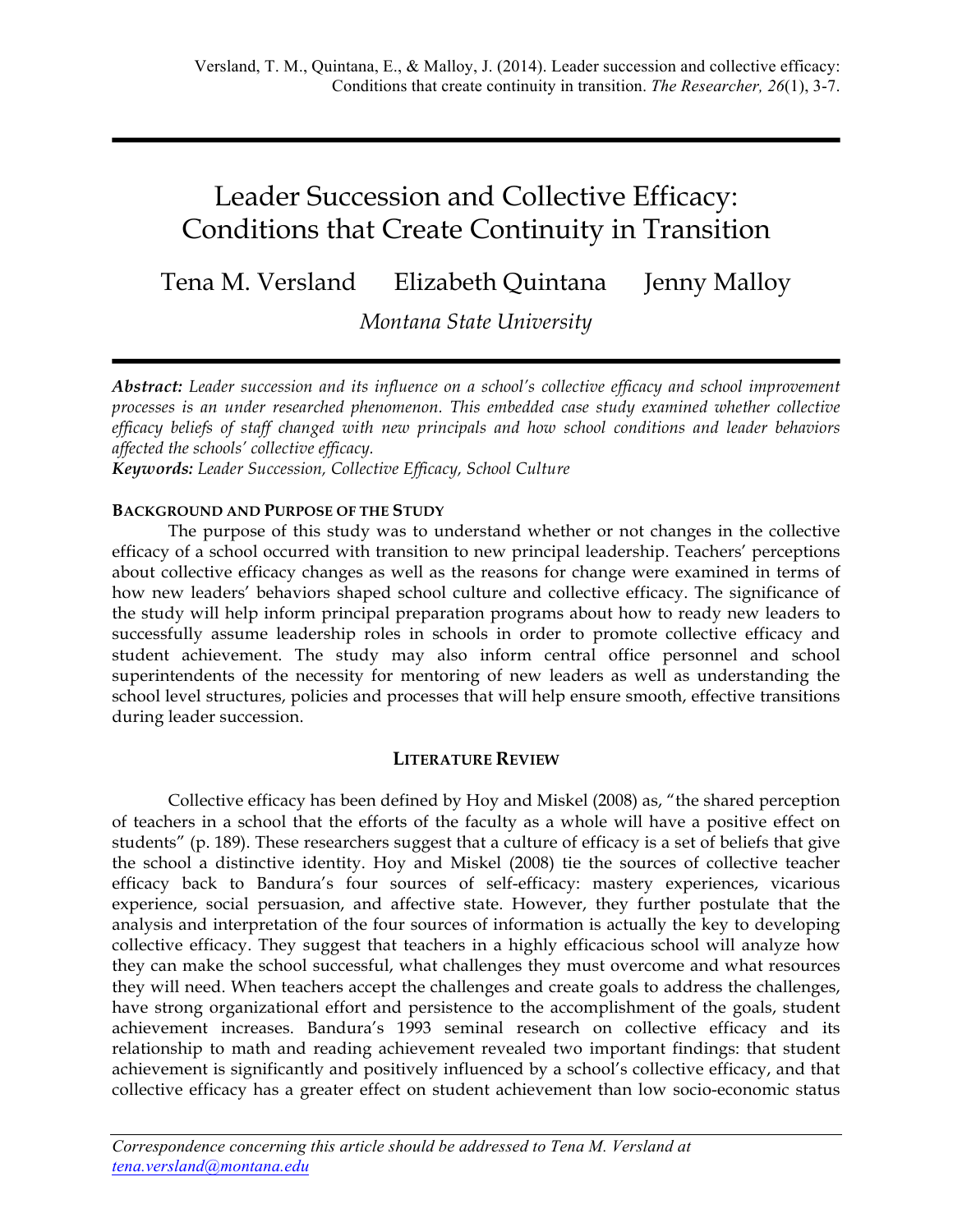Versland, T. M., Quintana, E., & Malloy, J. (2014). Leader succession and collective efficacy: Conditions that create continuity in transition. *The Researcher, 26*(1), 3-7.

# Leader Succession and Collective Efficacy: Conditions that Create Continuity in Transition

Tena M. Versland  Elizabeth Quintana  Jenny Malloy

*Montana State University*

***Abstract:*** *Leader succession and its influence on a school's collective efficacy and school improvement processes is an under researched phenomenon. This embedded case study examined whether collective efficacy beliefs of staff changed with new principals and how school conditions and leader behaviors affected the schools' collective efficacy.*

***Keywords:*** *Leader Succession, Collective Efficacy, School Culture*

## BACKGROUND AND PURPOSE OF THE STUDY

The purpose of this study was to understand whether or not changes in the collective efficacy of a school occurred with transition to new principal leadership. Teachers' perceptions about collective efficacy changes as well as the reasons for change were examined in terms of how new leaders' behaviors shaped school culture and collective efficacy. The significance of the study will help inform principal preparation programs about how to ready new leaders to successfully assume leadership roles in schools in order to promote collective efficacy and student achievement. The study may also inform central office personnel and school superintendents of the necessity for mentoring of new leaders as well as understanding the school level structures, policies and processes that will help ensure smooth, effective transitions during leader succession.

## LITERATURE REVIEW

Collective efficacy has been defined by Hoy and Miskel (2008) as, "the shared perception of teachers in a school that the efforts of the faculty as a whole will have a positive effect on students" (p. 189). These researchers suggest that a culture of efficacy is a set of beliefs that give the school a distinctive identity. Hoy and Miskel (2008) tie the sources of collective teacher efficacy back to Bandura's four sources of self-efficacy: mastery experiences, vicarious experience, social persuasion, and affective state. However, they further postulate that the analysis and interpretation of the four sources of information is actually the key to developing collective efficacy. They suggest that teachers in a highly efficacious school will analyze how they can make the school successful, what challenges they must overcome and what resources they will need. When teachers accept the challenges and create goals to address the challenges, have strong organizational effort and persistence to the accomplishment of the goals, student achievement increases. Bandura's 1993 seminal research on collective efficacy and its relationship to math and reading achievement revealed two important findings: that student achievement is significantly and positively influenced by a school's collective efficacy, and that collective efficacy has a greater effect on student achievement than low socio-economic status

*Correspondence concerning this article should be addressed to Tena M. Versland at tena.versland@montana.edu*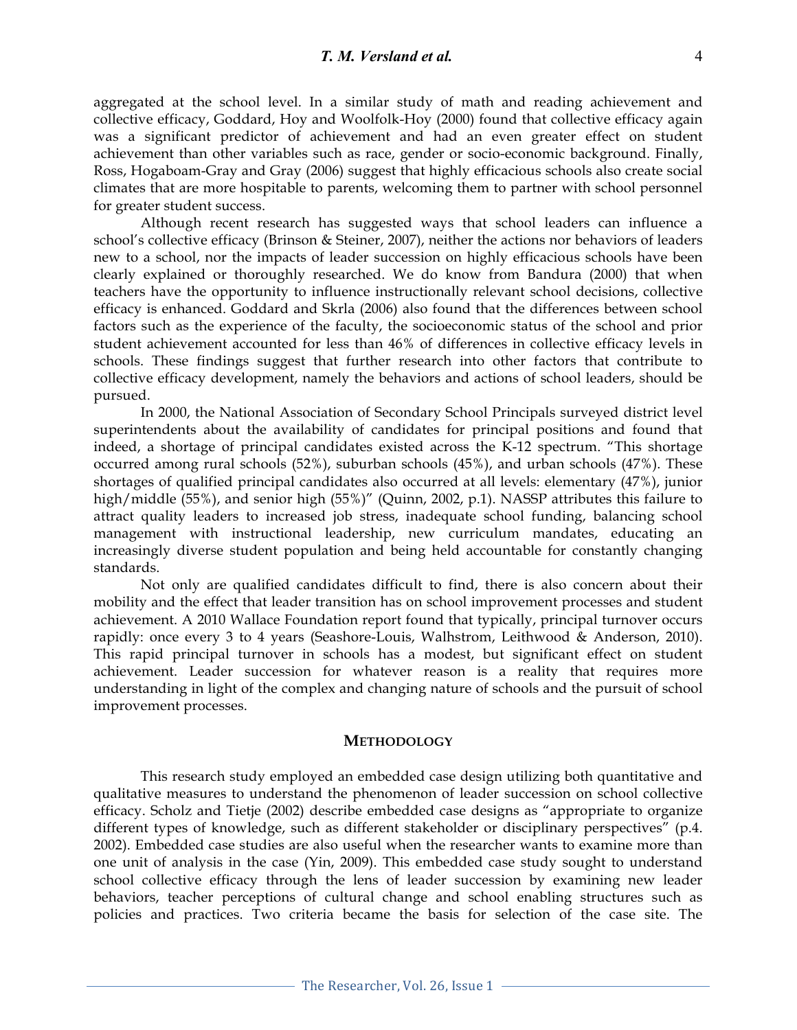aggregated at the school level. In a similar study of math and reading achievement and collective efficacy, Goddard, Hoy and Woolfolk-Hoy (2000) found that collective efficacy again was a significant predictor of achievement and had an even greater effect on student achievement than other variables such as race, gender or socio-economic background. Finally, Ross, Hogaboam-Gray and Gray (2006) suggest that highly efficacious schools also create social climates that are more hospitable to parents, welcoming them to partner with school personnel for greater student success.

Although recent research has suggested ways that school leaders can influence a school's collective efficacy (Brinson & Steiner, 2007), neither the actions nor behaviors of leaders new to a school, nor the impacts of leader succession on highly efficacious schools have been clearly explained or thoroughly researched. We do know from Bandura (2000) that when teachers have the opportunity to influence instructionally relevant school decisions, collective efficacy is enhanced. Goddard and Skrla (2006) also found that the differences between school factors such as the experience of the faculty, the socioeconomic status of the school and prior student achievement accounted for less than 46% of differences in collective efficacy levels in schools. These findings suggest that further research into other factors that contribute to collective efficacy development, namely the behaviors and actions of school leaders, should be pursued.

In 2000, the National Association of Secondary School Principals surveyed district level superintendents about the availability of candidates for principal positions and found that indeed, a shortage of principal candidates existed across the K-12 spectrum. "This shortage occurred among rural schools (52%), suburban schools (45%), and urban schools (47%). These shortages of qualified principal candidates also occurred at all levels: elementary (47%), junior high/middle (55%), and senior high (55%)" (Quinn, 2002, p.1). NASSP attributes this failure to attract quality leaders to increased job stress, inadequate school funding, balancing school management with instructional leadership, new curriculum mandates, educating an increasingly diverse student population and being held accountable for constantly changing standards.

Not only are qualified candidates difficult to find, there is also concern about their mobility and the effect that leader transition has on school improvement processes and student achievement. A 2010 Wallace Foundation report found that typically, principal turnover occurs rapidly: once every 3 to 4 years (Seashore-Louis, Walhstrom, Leithwood & Anderson, 2010). This rapid principal turnover in schools has a modest, but significant effect on student achievement. Leader succession for whatever reason is a reality that requires more understanding in light of the complex and changing nature of schools and the pursuit of school improvement processes.

## METHODOLOGY

This research study employed an embedded case design utilizing both quantitative and qualitative measures to understand the phenomenon of leader succession on school collective efficacy. Scholz and Tietje (2002) describe embedded case designs as "appropriate to organize different types of knowledge, such as different stakeholder or disciplinary perspectives" (p.4. 2002). Embedded case studies are also useful when the researcher wants to examine more than one unit of analysis in the case (Yin, 2009). This embedded case study sought to understand school collective efficacy through the lens of leader succession by examining new leader behaviors, teacher perceptions of cultural change and school enabling structures such as policies and practices. Two criteria became the basis for selection of the case site. The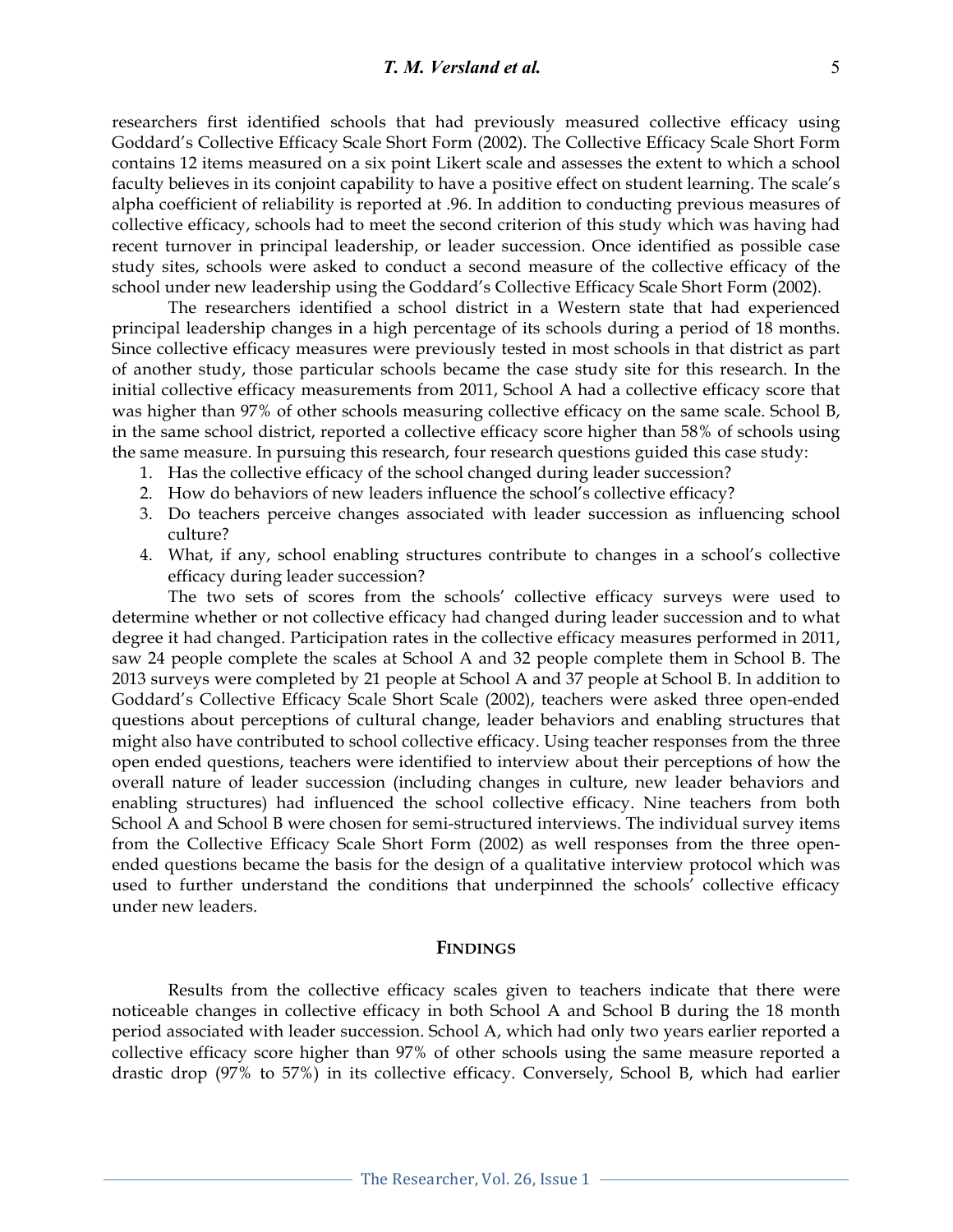researchers first identified schools that had previously measured collective efficacy using Goddard's Collective Efficacy Scale Short Form (2002). The Collective Efficacy Scale Short Form contains 12 items measured on a six point Likert scale and assesses the extent to which a school faculty believes in its conjoint capability to have a positive effect on student learning. The scale's alpha coefficient of reliability is reported at .96. In addition to conducting previous measures of collective efficacy, schools had to meet the second criterion of this study which was having had recent turnover in principal leadership, or leader succession. Once identified as possible case study sites, schools were asked to conduct a second measure of the collective efficacy of the school under new leadership using the Goddard's Collective Efficacy Scale Short Form (2002).

The researchers identified a school district in a Western state that had experienced principal leadership changes in a high percentage of its schools during a period of 18 months. Since collective efficacy measures were previously tested in most schools in that district as part of another study, those particular schools became the case study site for this research. In the initial collective efficacy measurements from 2011, School A had a collective efficacy score that was higher than 97% of other schools measuring collective efficacy on the same scale. School B, in the same school district, reported a collective efficacy score higher than 58% of schools using the same measure. In pursuing this research, four research questions guided this case study:

1. Has the collective efficacy of the school changed during leader succession?
2. How do behaviors of new leaders influence the school's collective efficacy?
3. Do teachers perceive changes associated with leader succession as influencing school culture?
4. What, if any, school enabling structures contribute to changes in a school's collective efficacy during leader succession?

The two sets of scores from the schools' collective efficacy surveys were used to determine whether or not collective efficacy had changed during leader succession and to what degree it had changed. Participation rates in the collective efficacy measures performed in 2011, saw 24 people complete the scales at School A and 32 people complete them in School B. The 2013 surveys were completed by 21 people at School A and 37 people at School B. In addition to Goddard's Collective Efficacy Scale Short Scale (2002), teachers were asked three open-ended questions about perceptions of cultural change, leader behaviors and enabling structures that might also have contributed to school collective efficacy. Using teacher responses from the three open ended questions, teachers were identified to interview about their perceptions of how the overall nature of leader succession (including changes in culture, new leader behaviors and enabling structures) had influenced the school collective efficacy. Nine teachers from both School A and School B were chosen for semi-structured interviews. The individual survey items from the Collective Efficacy Scale Short Form (2002) as well responses from the three open-ended questions became the basis for the design of a qualitative interview protocol which was used to further understand the conditions that underpinned the schools' collective efficacy under new leaders.

## FINDINGS

Results from the collective efficacy scales given to teachers indicate that there were noticeable changes in collective efficacy in both School A and School B during the 18 month period associated with leader succession. School A, which had only two years earlier reported a collective efficacy score higher than 97% of other schools using the same measure reported a drastic drop (97% to 57%) in its collective efficacy. Conversely, School B, which had earlier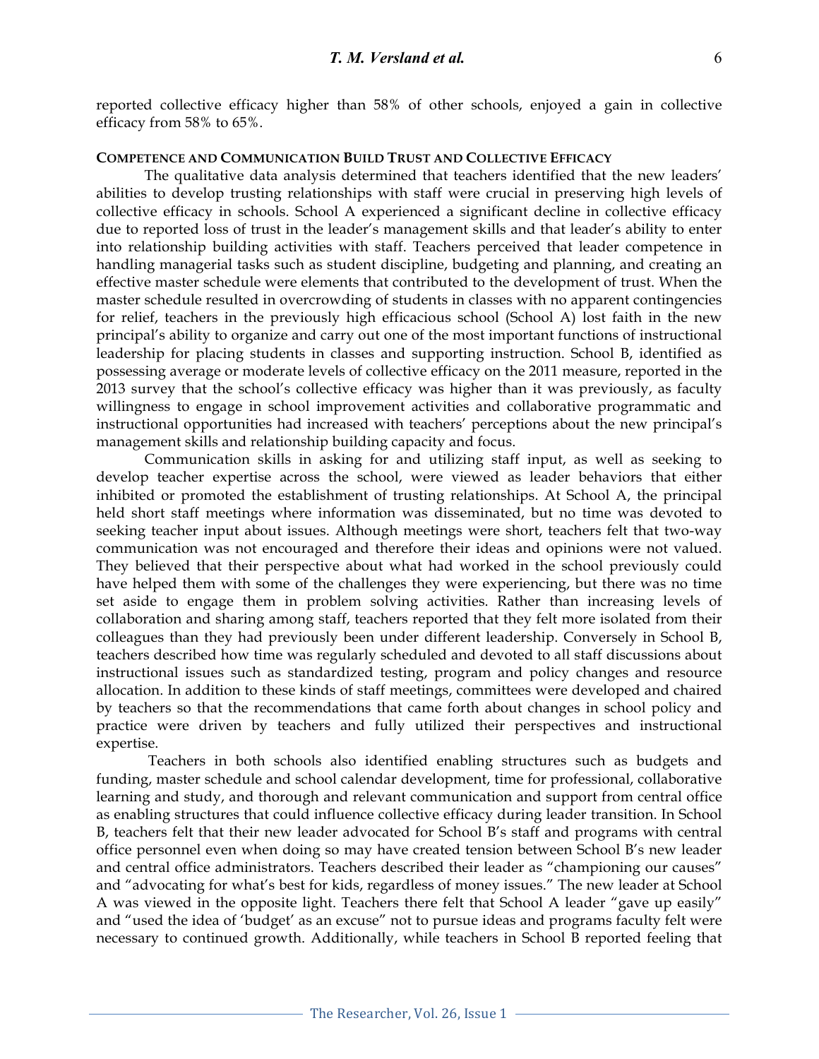reported collective efficacy higher than 58% of other schools, enjoyed a gain in collective efficacy from 58% to 65%.

### COMPETENCE AND COMMUNICATION BUILD TRUST AND COLLECTIVE EFFICACY

The qualitative data analysis determined that teachers identified that the new leaders' abilities to develop trusting relationships with staff were crucial in preserving high levels of collective efficacy in schools. School A experienced a significant decline in collective efficacy due to reported loss of trust in the leader's management skills and that leader's ability to enter into relationship building activities with staff. Teachers perceived that leader competence in handling managerial tasks such as student discipline, budgeting and planning, and creating an effective master schedule were elements that contributed to the development of trust. When the master schedule resulted in overcrowding of students in classes with no apparent contingencies for relief, teachers in the previously high efficacious school (School A) lost faith in the new principal's ability to organize and carry out one of the most important functions of instructional leadership for placing students in classes and supporting instruction. School B, identified as possessing average or moderate levels of collective efficacy on the 2011 measure, reported in the 2013 survey that the school's collective efficacy was higher than it was previously, as faculty willingness to engage in school improvement activities and collaborative programmatic and instructional opportunities had increased with teachers' perceptions about the new principal's management skills and relationship building capacity and focus.

Communication skills in asking for and utilizing staff input, as well as seeking to develop teacher expertise across the school, were viewed as leader behaviors that either inhibited or promoted the establishment of trusting relationships. At School A, the principal held short staff meetings where information was disseminated, but no time was devoted to seeking teacher input about issues. Although meetings were short, teachers felt that two-way communication was not encouraged and therefore their ideas and opinions were not valued. They believed that their perspective about what had worked in the school previously could have helped them with some of the challenges they were experiencing, but there was no time set aside to engage them in problem solving activities. Rather than increasing levels of collaboration and sharing among staff, teachers reported that they felt more isolated from their colleagues than they had previously been under different leadership. Conversely in School B, teachers described how time was regularly scheduled and devoted to all staff discussions about instructional issues such as standardized testing, program and policy changes and resource allocation. In addition to these kinds of staff meetings, committees were developed and chaired by teachers so that the recommendations that came forth about changes in school policy and practice were driven by teachers and fully utilized their perspectives and instructional expertise.

Teachers in both schools also identified enabling structures such as budgets and funding, master schedule and school calendar development, time for professional, collaborative learning and study, and thorough and relevant communication and support from central office as enabling structures that could influence collective efficacy during leader transition. In School B, teachers felt that their new leader advocated for School B's staff and programs with central office personnel even when doing so may have created tension between School B's new leader and central office administrators. Teachers described their leader as "championing our causes" and "advocating for what's best for kids, regardless of money issues." The new leader at School A was viewed in the opposite light. Teachers there felt that School A leader "gave up easily" and "used the idea of 'budget' as an excuse" not to pursue ideas and programs faculty felt were necessary to continued growth. Additionally, while teachers in School B reported feeling that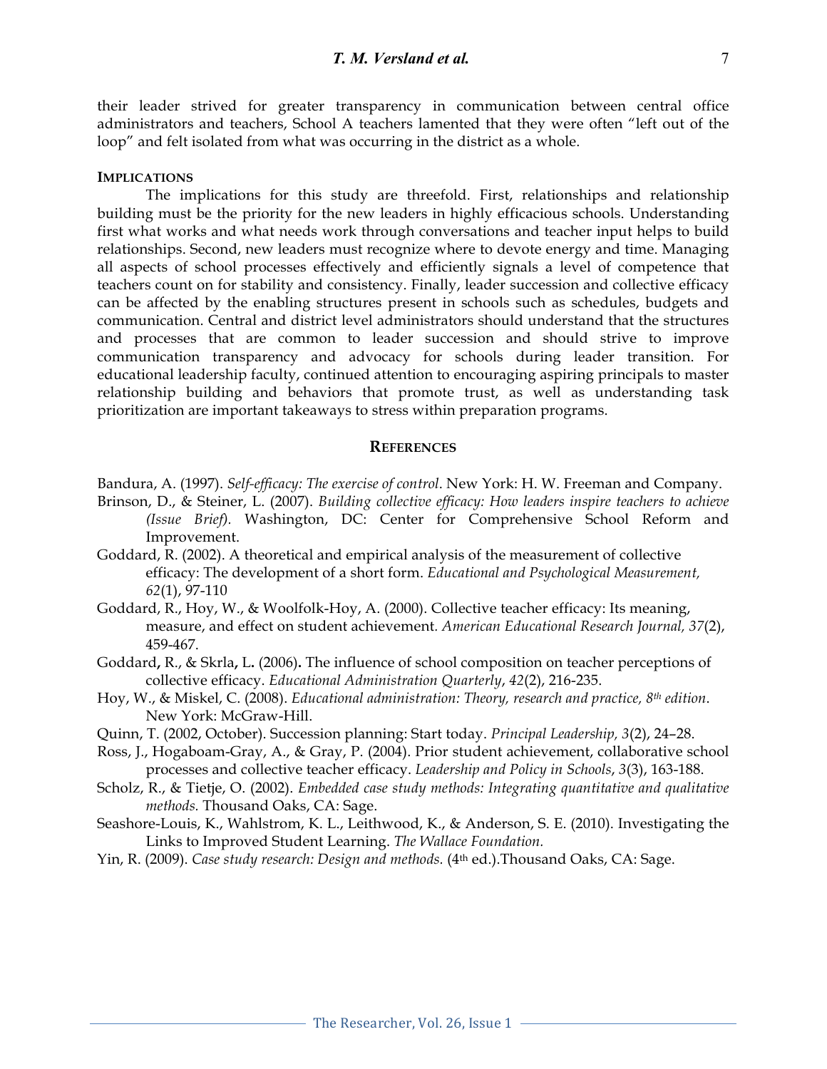their leader strived for greater transparency in communication between central office administrators and teachers, School A teachers lamented that they were often "left out of the loop" and felt isolated from what was occurring in the district as a whole.

## IMPLICATIONS

The implications for this study are threefold. First, relationships and relationship building must be the priority for the new leaders in highly efficacious schools. Understanding first what works and what needs work through conversations and teacher input helps to build relationships. Second, new leaders must recognize where to devote energy and time. Managing all aspects of school processes effectively and efficiently signals a level of competence that teachers count on for stability and consistency. Finally, leader succession and collective efficacy can be affected by the enabling structures present in schools such as schedules, budgets and communication. Central and district level administrators should understand that the structures and processes that are common to leader succession and should strive to improve communication transparency and advocacy for schools during leader transition. For educational leadership faculty, continued attention to encouraging aspiring principals to master relationship building and behaviors that promote trust, as well as understanding task prioritization are important takeaways to stress within preparation programs.

## REFERENCES

Bandura, A. (1997). *Self-efficacy: The exercise of control*. New York: H. W. Freeman and Company.

Brinson, D., & Steiner, L. (2007). *Building collective efficacy: How leaders inspire teachers to achieve (Issue Brief).* Washington, DC: Center for Comprehensive School Reform and Improvement.

Goddard, R. (2002). A theoretical and empirical analysis of the measurement of collective efficacy: The development of a short form. *Educational and Psychological Measurement, 62*(1), 97-110

Goddard, R., Hoy, W., & Woolfolk-Hoy, A. (2000). Collective teacher efficacy: Its meaning, measure, and effect on student achievement. *American Educational Research Journal, 37*(2), 459-467.

Goddard, R., & Skrla, L. (2006). The influence of school composition on teacher perceptions of collective efficacy. *Educational Administration Quarterly*, *42*(2), 216-235.

Hoy, W., & Miskel, C. (2008). *Educational administration: Theory, research and practice, 8th edition*. New York: McGraw-Hill.

Quinn, T. (2002, October). Succession planning: Start today. *Principal Leadership, 3*(2), 24–28.

Ross, J., Hogaboam-Gray, A., & Gray, P. (2004). Prior student achievement, collaborative school processes and collective teacher efficacy. *Leadership and Policy in Schools*, *3*(3), 163-188.

Scholz, R., & Tietje, O. (2002). *Embedded case study methods: Integrating quantitative and qualitative methods.* Thousand Oaks, CA: Sage.

Seashore-Louis, K., Wahlstrom, K. L., Leithwood, K., & Anderson, S. E. (2010). Investigating the Links to Improved Student Learning. *The Wallace Foundation.*

Yin, R. (2009). *Case study research: Design and methods.* (4th ed.).Thousand Oaks, CA: Sage.